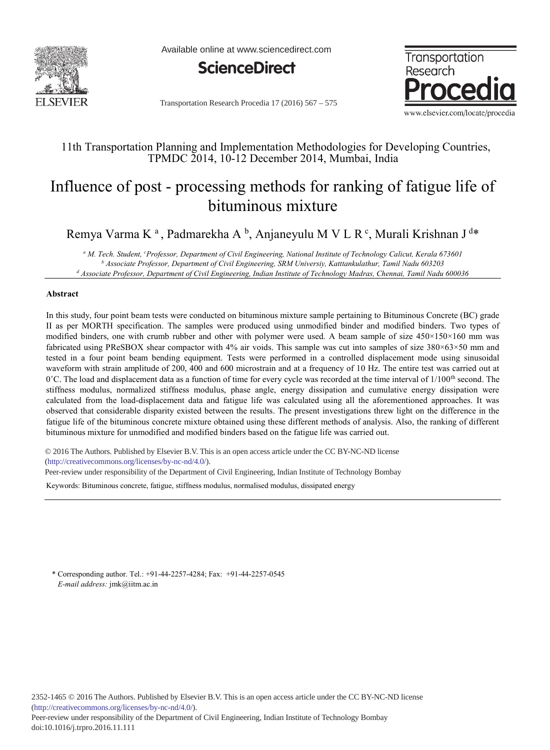11th Transportation Planning and Implementation Methodologies for Developing Countries, TPMDC 2014, 10-12 December 2014, Mumbai, India

# Influence of post - processing methods for ranking of fatigue life of bituminous mixture

Remya Varma K [a], Padmarekha A [b], Anjaneyulu M V L R [c], Murali Krishnan J [d]*

[a] M. Tech. Student, [c]Professor, Department of Civil Engineering, National Institute of Technology Calicut, Kerala 673601
[b] Associate Professor, Department of Civil Engineering, SRM Universiy, Katttankulathur, Tamil Nadu 603203
[d] Associate Professor, Department of Civil Engineering, Indian Institute of Technology Madras, Chennai, Tamil Nadu 600036

## Abstract

In this study, four point beam tests were conducted on bituminous mixture sample pertaining to Bituminous Concrete (BC) grade II as per MORTH specification. The samples were produced using unmodified binder and modified binders. Two types of modified binders, one with crumb rubber and other with polymer were used. A beam sample of size 450×150×160 mm was fabricated using PReSBOX shear compactor with 4% air voids. This sample was cut into samples of size 380×63×50 mm and tested in a four point beam bending equipment. Tests were performed in a controlled displacement mode using sinusoidal waveform with strain amplitude of 200, 400 and 600 microstrain and at a frequency of 10 Hz. The entire test was carried out at 0˚C. The load and displacement data as a function of time for every cycle was recorded at the time interval of $1/100^{th}$ second. The stiffness modulus, normalized stiffness modulus, phase angle, energy dissipation and cumulative energy dissipation were calculated from the load-displacement data and fatigue life was calculated using all the aforementioned approaches. It was observed that considerable disparity existed between the results. The present investigations threw light on the difference in the fatigue life of the bituminous concrete mixture obtained using these different methods of analysis. Also, the ranking of different bituminous mixture for unmodified and modified binders based on the fatigue life was carried out.

© 2016 The Authors. Published by Elsevier B.V. This is an open access article under the CC BY-NC-ND license (http://creativecommons.org/licenses/by-nc-nd/4.0/).
Peer-review under responsibility of the Department of Civil Engineering, Indian Institute of Technology Bombay

Keywords: Bituminous concrete, fatigue, stiffness modulus, normalised modulus, dissipated energy

* Corresponding author. Tel.: +91-44-2257-4284; Fax: +91-44-2257-0545
*E-mail address:* jmk@iitm.ac.in

2352-1465 © 2016 The Authors. Published by Elsevier B.V. This is an open access article under the CC BY-NC-ND license (http://creativecommons.org/licenses/by-nc-nd/4.0/).
Peer-review under responsibility of the Department of Civil Engineering, Indian Institute of Technology Bombay
doi:10.1016/j.trpro.2016.11.111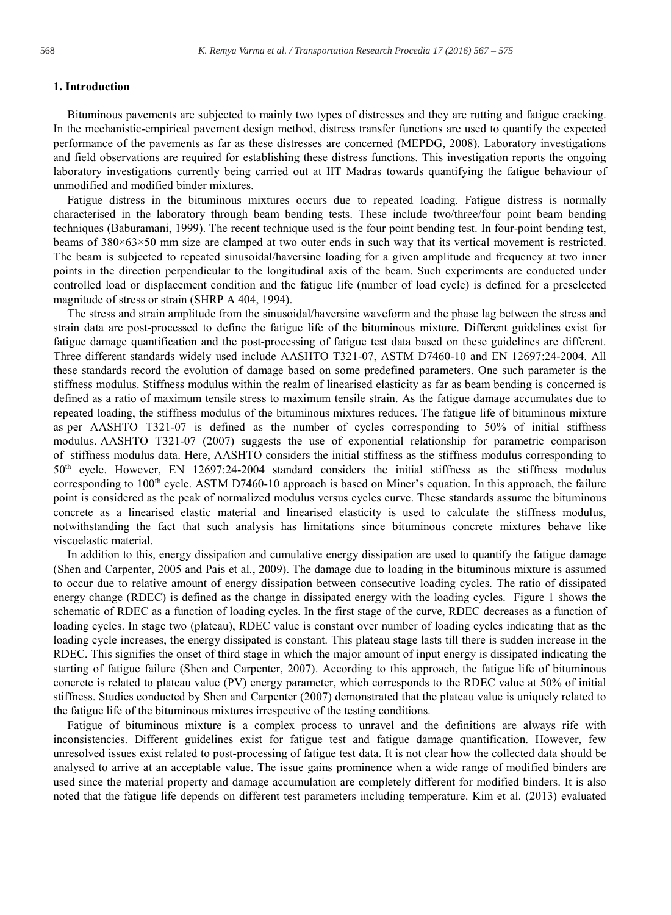## 1. Introduction

Bituminous pavements are subjected to mainly two types of distresses and they are rutting and fatigue cracking. In the mechanistic-empirical pavement design method, distress transfer functions are used to quantify the expected performance of the pavements as far as these distresses are concerned (MEPDG, 2008). Laboratory investigations and field observations are required for establishing these distress functions. This investigation reports the ongoing laboratory investigations currently being carried out at IIT Madras towards quantifying the fatigue behaviour of unmodified and modified binder mixtures.

Fatigue distress in the bituminous mixtures occurs due to repeated loading. Fatigue distress is normally characterised in the laboratory through beam bending tests. These include two/three/four point beam bending techniques (Baburamani, 1999). The recent technique used is the four point bending test. In four-point bending test, beams of 380×63×50 mm size are clamped at two outer ends in such way that its vertical movement is restricted. The beam is subjected to repeated sinusoidal/haversine loading for a given amplitude and frequency at two inner points in the direction perpendicular to the longitudinal axis of the beam. Such experiments are conducted under controlled load or displacement condition and the fatigue life (number of load cycle) is defined for a preselected magnitude of stress or strain (SHRP A 404, 1994).

The stress and strain amplitude from the sinusoidal/haversine waveform and the phase lag between the stress and strain data are post-processed to define the fatigue life of the bituminous mixture. Different guidelines exist for fatigue damage quantification and the post-processing of fatigue test data based on these guidelines are different. Three different standards widely used include AASHTO T321-07, ASTM D7460-10 and EN 12697:24-2004. All these standards record the evolution of damage based on some predefined parameters. One such parameter is the stiffness modulus. Stiffness modulus within the realm of linearised elasticity as far as beam bending is concerned is defined as a ratio of maximum tensile stress to maximum tensile strain. As the fatigue damage accumulates due to repeated loading, the stiffness modulus of the bituminous mixtures reduces. The fatigue life of bituminous mixture as per AASHTO T321-07 is defined as the number of cycles corresponding to 50% of initial stiffness modulus. AASHTO T321-07 (2007) suggests the use of exponential relationship for parametric comparison of stiffness modulus data. Here, AASHTO considers the initial stiffness as the stiffness modulus corresponding to 50$^{th}$ cycle. However, EN 12697:24-2004 standard considers the initial stiffness as the stiffness modulus corresponding to 100$^{th}$ cycle. ASTM D7460-10 approach is based on Miner's equation. In this approach, the failure point is considered as the peak of normalized modulus versus cycles curve. These standards assume the bituminous concrete as a linearised elastic material and linearised elasticity is used to calculate the stiffness modulus, notwithstanding the fact that such analysis has limitations since bituminous concrete mixtures behave like viscoelastic material.

In addition to this, energy dissipation and cumulative energy dissipation are used to quantify the fatigue damage (Shen and Carpenter, 2005 and Pais et al., 2009). The damage due to loading in the bituminous mixture is assumed to occur due to relative amount of energy dissipation between consecutive loading cycles. The ratio of dissipated energy change (RDEC) is defined as the change in dissipated energy with the loading cycles. Figure 1 shows the schematic of RDEC as a function of loading cycles. In the first stage of the curve, RDEC decreases as a function of loading cycles. In stage two (plateau), RDEC value is constant over number of loading cycles indicating that as the loading cycle increases, the energy dissipated is constant. This plateau stage lasts till there is sudden increase in the RDEC. This signifies the onset of third stage in which the major amount of input energy is dissipated indicating the starting of fatigue failure (Shen and Carpenter, 2007). According to this approach, the fatigue life of bituminous concrete is related to plateau value (PV) energy parameter, which corresponds to the RDEC value at 50% of initial stiffness. Studies conducted by Shen and Carpenter (2007) demonstrated that the plateau value is uniquely related to the fatigue life of the bituminous mixtures irrespective of the testing conditions.

Fatigue of bituminous mixture is a complex process to unravel and the definitions are always rife with inconsistencies. Different guidelines exist for fatigue test and fatigue damage quantification. However, few unresolved issues exist related to post-processing of fatigue test data. It is not clear how the collected data should be analysed to arrive at an acceptable value. The issue gains prominence when a wide range of modified binders are used since the material property and damage accumulation are completely different for modified binders. It is also noted that the fatigue life depends on different test parameters including temperature. Kim et al. (2013) evaluated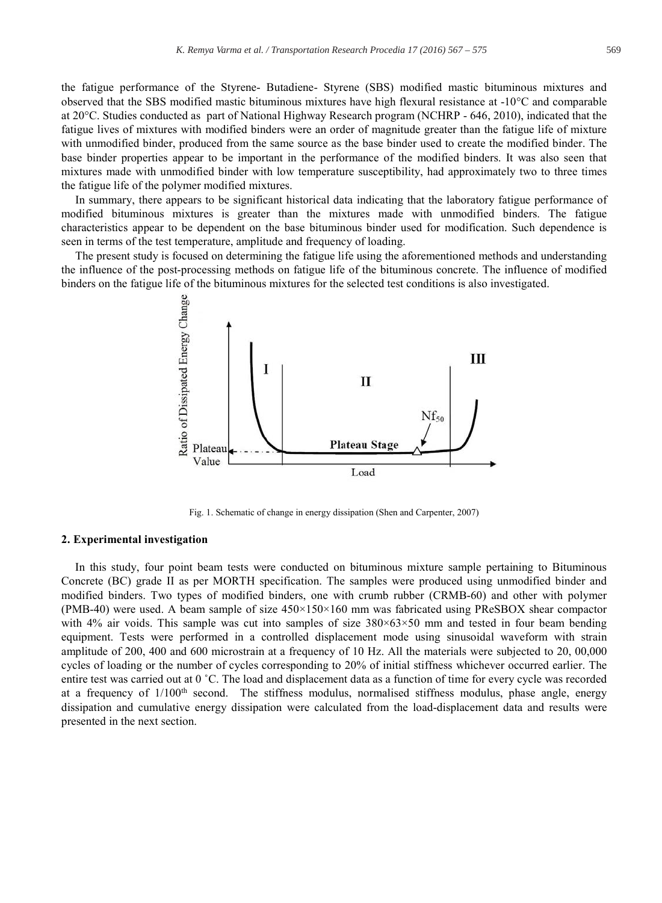the fatigue performance of the Styrene- Butadiene- Styrene (SBS) modified mastic bituminous mixtures and observed that the SBS modified mastic bituminous mixtures have high flexural resistance at -10°C and comparable at 20°C. Studies conducted as part of National Highway Research program (NCHRP - 646, 2010), indicated that the fatigue lives of mixtures with modified binders were an order of magnitude greater than the fatigue life of mixture with unmodified binder, produced from the same source as the base binder used to create the modified binder. The base binder properties appear to be important in the performance of the modified binders. It was also seen that mixtures made with unmodified binder with low temperature susceptibility, had approximately two to three times the fatigue life of the polymer modified mixtures.

In summary, there appears to be significant historical data indicating that the laboratory fatigue performance of modified bituminous mixtures is greater than the mixtures made with unmodified binders. The fatigue characteristics appear to be dependent on the base bituminous binder used for modification. Such dependence is seen in terms of the test temperature, amplitude and frequency of loading.

The present study is focused on determining the fatigue life using the aforementioned methods and understanding the influence of the post-processing methods on fatigue life of the bituminous concrete. The influence of modified binders on the fatigue life of the bituminous mixtures for the selected test conditions is also investigated.

Fig. 1. Schematic of change in energy dissipation (Shen and Carpenter, 2007)

## 2. Experimental investigation

In this study, four point beam tests were conducted on bituminous mixture sample pertaining to Bituminous Concrete (BC) grade II as per MORTH specification. The samples were produced using unmodified binder and modified binders. Two types of modified binders, one with crumb rubber (CRMB-60) and other with polymer (PMB-40) were used. A beam sample of size 450×150×160 mm was fabricated using PReSBOX shear compactor with 4% air voids. This sample was cut into samples of size 380×63×50 mm and tested in four beam bending equipment. Tests were performed in a controlled displacement mode using sinusoidal waveform with strain amplitude of 200, 400 and 600 microstrain at a frequency of 10 Hz. All the materials were subjected to 20, 00,000 cycles of loading or the number of cycles corresponding to 20% of initial stiffness whichever occurred earlier. The entire test was carried out at 0 ˚C. The load and displacement data as a function of time for every cycle was recorded at a frequency of 1/100$^{th}$ second. The stiffness modulus, normalised stiffness modulus, phase angle, energy dissipation and cumulative energy dissipation were calculated from the load-displacement data and results were presented in the next section.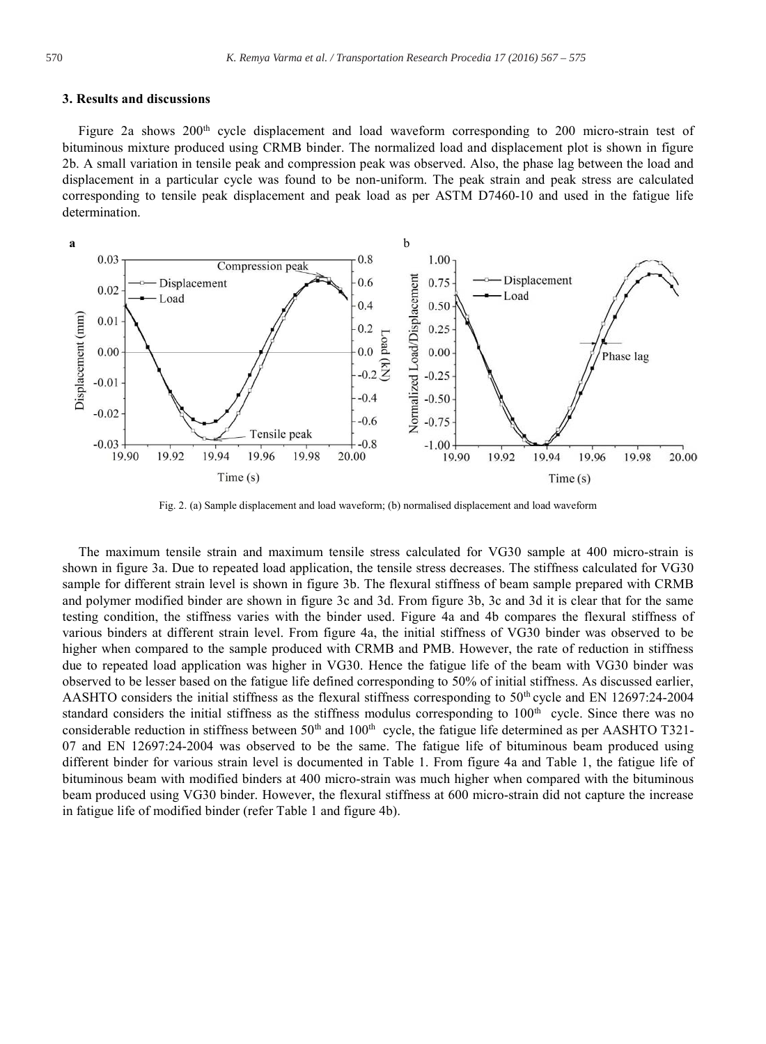## 3. Results and discussions

Figure 2a shows 200th cycle displacement and load waveform corresponding to 200 micro-strain test of bituminous mixture produced using CRMB binder. The normalized load and displacement plot is shown in figure 2b. A small variation in tensile peak and compression peak was observed. Also, the phase lag between the load and displacement in a particular cycle was found to be non-uniform. The peak strain and peak stress are calculated corresponding to tensile peak displacement and peak load as per ASTM D7460-10 and used in the fatigue life determination.

Fig. 2. (a) Sample displacement and load waveform; (b) normalised displacement and load waveform

The maximum tensile strain and maximum tensile stress calculated for VG30 sample at 400 micro-strain is shown in figure 3a. Due to repeated load application, the tensile stress decreases. The stiffness calculated for VG30 sample for different strain level is shown in figure 3b. The flexural stiffness of beam sample prepared with CRMB and polymer modified binder are shown in figure 3c and 3d. From figure 3b, 3c and 3d it is clear that for the same testing condition, the stiffness varies with the binder used. Figure 4a and 4b compares the flexural stiffness of various binders at different strain level. From figure 4a, the initial stiffness of VG30 binder was observed to be higher when compared to the sample produced with CRMB and PMB. However, the rate of reduction in stiffness due to repeated load application was higher in VG30. Hence the fatigue life of the beam with VG30 binder was observed to be lesser based on the fatigue life defined corresponding to 50% of initial stiffness. As discussed earlier, AASHTO considers the initial stiffness as the flexural stiffness corresponding to 50th cycle and EN 12697:24-2004 standard considers the initial stiffness as the stiffness modulus corresponding to 100th cycle. Since there was no considerable reduction in stiffness between 50th and 100th cycle, the fatigue life determined as per AASHTO T321-07 and EN 12697:24-2004 was observed to be the same. The fatigue life of bituminous beam produced using different binder for various strain level is documented in Table 1. From figure 4a and Table 1, the fatigue life of bituminous beam with modified binders at 400 micro-strain was much higher when compared with the bituminous beam produced using VG30 binder. However, the flexural stiffness at 600 micro-strain did not capture the increase in fatigue life of modified binder (refer Table 1 and figure 4b).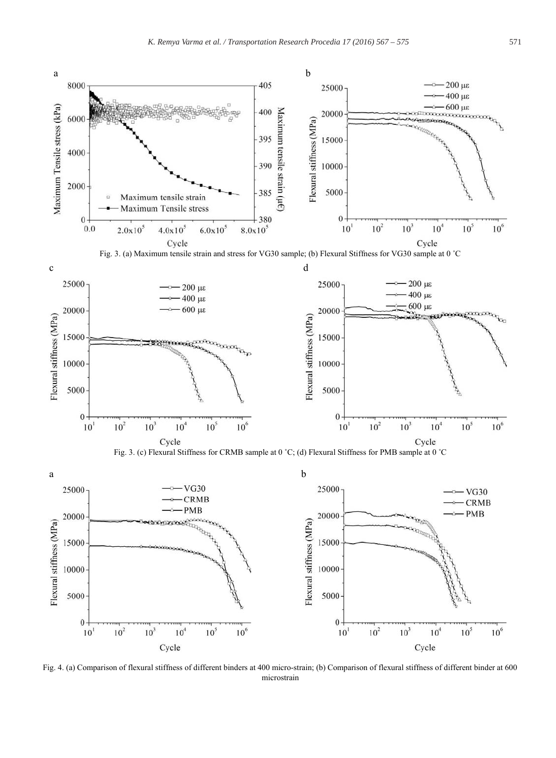Fig. 3. (a) Maximum tensile strain and stress for VG30 sample; (b) Flexural Stiffness for VG30 sample at 0 ˚C

Fig. 3. (c) Flexural Stiffness for CRMB sample at 0 ˚C; (d) Flexural Stiffness for PMB sample at 0 ˚C

Fig. 4. (a) Comparison of flexural stiffness of different binders at 400 micro-strain; (b) Comparison of flexural stiffness of different binder at 600 microstrain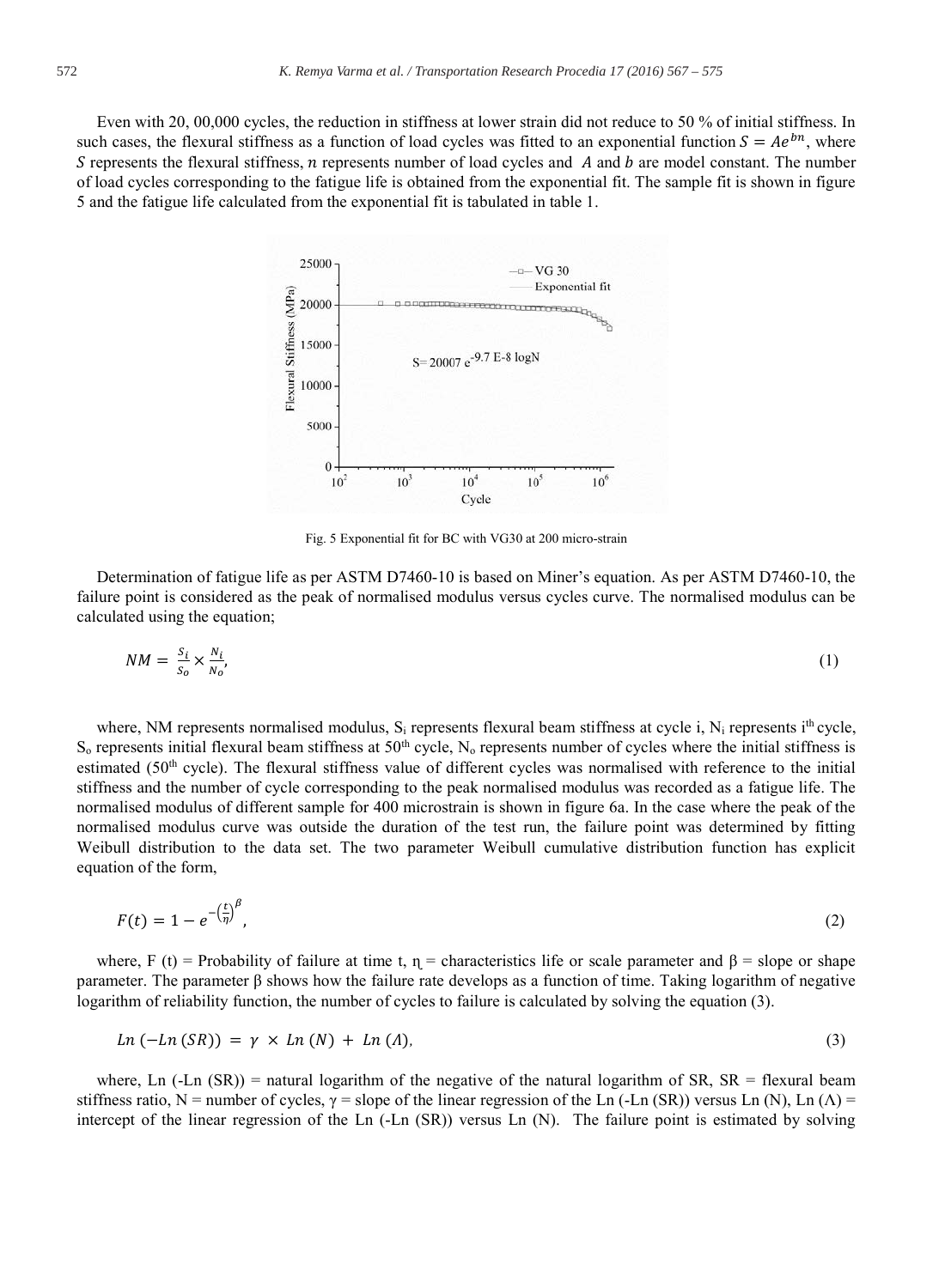Even with 20, 00,000 cycles, the reduction in stiffness at lower strain did not reduce to 50 % of initial stiffness. In such cases, the flexural stiffness as a function of load cycles was fitted to an exponential function $S = Ae^{bn}$, where $S$ represents the flexural stiffness, $n$ represents number of load cycles and $A$ and $b$ are model constant. The number of load cycles corresponding to the fatigue life is obtained from the exponential fit. The sample fit is shown in figure 5 and the fatigue life calculated from the exponential fit is tabulated in table 1.

Fig. 5 Exponential fit for BC with VG30 at 200 micro-strain

Determination of fatigue life as per ASTM D7460-10 is based on Miner's equation. As per ASTM D7460-10, the failure point is considered as the peak of normalised modulus versus cycles curve. The normalised modulus can be calculated using the equation;

$$NM = \frac{S_i}{S_o} \times \frac{N_i}{N_o}, \tag{1}$$

where, NM represents normalised modulus, $S_i$ represents flexural beam stiffness at cycle i, $N_i$ represents $i^{th}$ cycle, $S_o$ represents initial flexural beam stiffness at $50^{th}$ cycle, $N_o$ represents number of cycles where the initial stiffness is estimated ($50^{th}$ cycle). The flexural stiffness value of different cycles was normalised with reference to the initial stiffness and the number of cycle corresponding to the peak normalised modulus was recorded as a fatigue life. The normalised modulus of different sample for 400 microstrain is shown in figure 6a. In the case where the peak of the normalised modulus curve was outside the duration of the test run, the failure point was determined by fitting Weibull distribution to the data set. The two parameter Weibull cumulative distribution function has explicit equation of the form,

$$F(t) = 1 - e^{-\left(\frac{t}{\eta}\right)^{\beta}}, \tag{2}$$

where, F (t) = Probability of failure at time t, $\eta$ = characteristics life or scale parameter and $\beta$ = slope or shape parameter. The parameter $\beta$ shows how the failure rate develops as a function of time. Taking logarithm of negative logarithm of reliability function, the number of cycles to failure is calculated by solving the equation (3).

$$Ln\,(-Ln\,(SR)) = \gamma \times Ln\,(N) + Ln\,(\Lambda), \tag{3}$$

where, Ln (-Ln (SR)) = natural logarithm of the negative of the natural logarithm of SR, SR = flexural beam stiffness ratio, N = number of cycles, $\gamma$ = slope of the linear regression of the Ln (-Ln (SR)) versus Ln (N), Ln ($\Lambda$) = intercept of the linear regression of the Ln (-Ln (SR)) versus Ln (N). The failure point is estimated by solving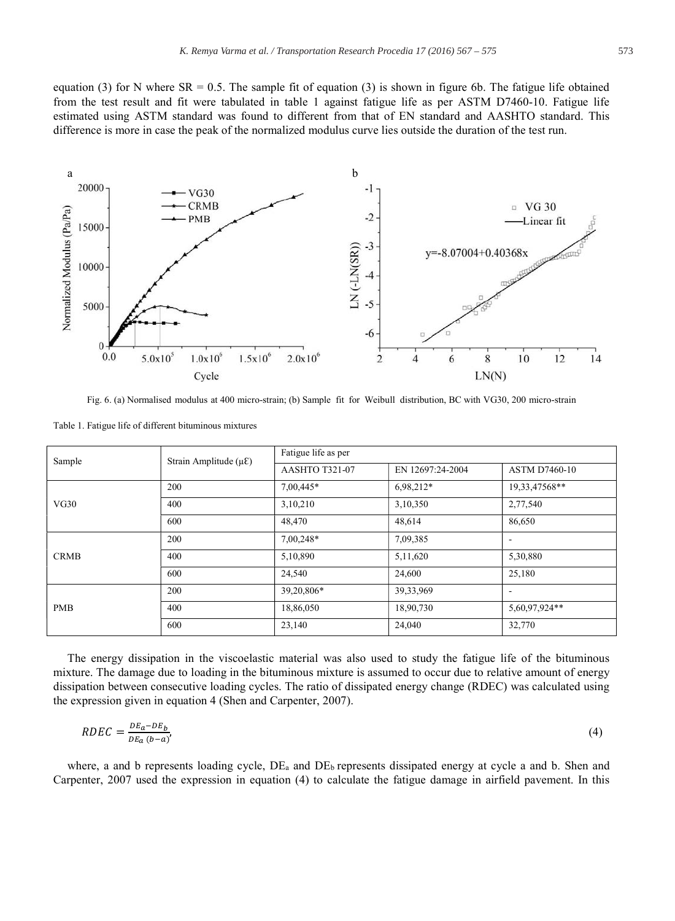equation (3) for N where SR = 0.5. The sample fit of equation (3) is shown in figure 6b. The fatigue life obtained from the test result and fit were tabulated in table 1 against fatigue life as per ASTM D7460-10. Fatigue life estimated using ASTM standard was found to different from that of EN standard and AASHTO standard. This difference is more in case the peak of the normalized modulus curve lies outside the duration of the test run.

Fig. 6. (a) Normalised modulus at 400 micro-strain; (b) Sample fit for Weibull distribution, BC with VG30, 200 micro-strain

Table 1. Fatigue life of different bituminous mixtures

| Sample | Strain Amplitude (με) | Fatigue life as per | | |
|---|---|---|---|---|
| | | AASHTO T321-07 | EN 12697:24-2004 | ASTM D7460-10 |
| VG30 | 200 | 7,00,445* | 6,98,212* | 19,33,47568** |
| | 400 | 3,10,210 | 3,10,350 | 2,77,540 |
| | 600 | 48,470 | 48,614 | 86,650 |
| CRMB | 200 | 7,00,248* | 7,09,385 | - |
| | 400 | 5,10,890 | 5,11,620 | 5,30,880 |
| | 600 | 24,540 | 24,600 | 25,180 |
| PMB | 200 | 39,20,806* | 39,33,969 | - |
| | 400 | 18,86,050 | 18,90,730 | 5,60,97,924** |
| | 600 | 23,140 | 24,040 | 32,770 |

The energy dissipation in the viscoelastic material was also used to study the fatigue life of the bituminous mixture. The damage due to loading in the bituminous mixture is assumed to occur due to relative amount of energy dissipation between consecutive loading cycles. The ratio of dissipated energy change (RDEC) was calculated using the expression given in equation 4 (Shen and Carpenter, 2007).

$$RDEC = \frac{DE_a - DE_b}{DE_a\,(b-a)}, \tag{4}$$

where, a and b represents loading cycle, $DE_a$ and $DE_b$ represents dissipated energy at cycle a and b. Shen and Carpenter, 2007 used the expression in equation (4) to calculate the fatigue damage in airfield pavement. In this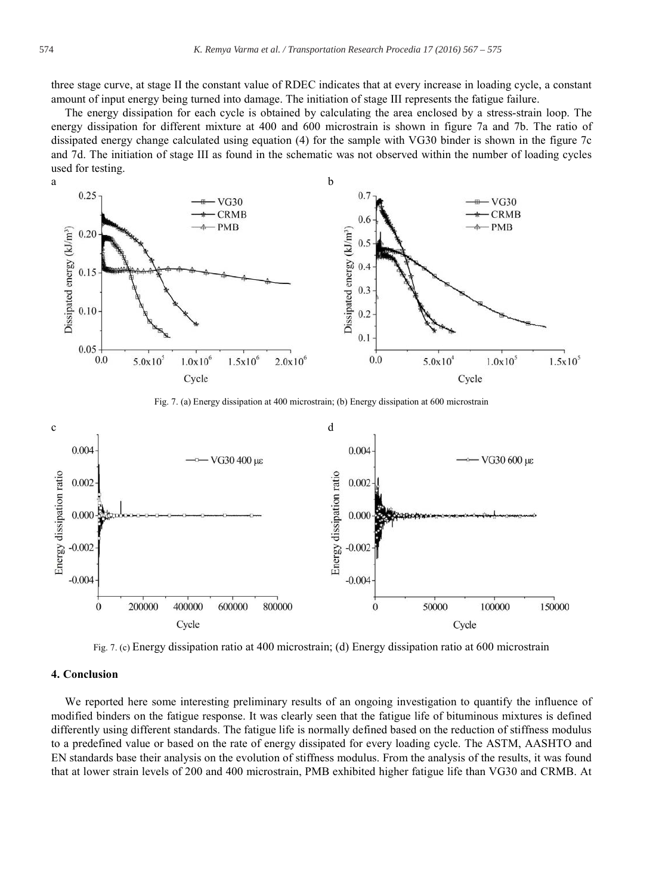three stage curve, at stage II the constant value of RDEC indicates that at every increase in loading cycle, a constant amount of input energy being turned into damage. The initiation of stage III represents the fatigue failure.

The energy dissipation for each cycle is obtained by calculating the area enclosed by a stress-strain loop. The energy dissipation for different mixture at 400 and 600 microstrain is shown in figure 7a and 7b. The ratio of dissipated energy change calculated using equation (4) for the sample with VG30 binder is shown in the figure 7c and 7d. The initiation of stage III as found in the schematic was not observed within the number of loading cycles used for testing.

Fig. 7. (a) Energy dissipation at 400 microstrain; (b) Energy dissipation at 600 microstrain

Fig. 7. (c) Energy dissipation ratio at 400 microstrain; (d) Energy dissipation ratio at 600 microstrain

## 4. Conclusion

We reported here some interesting preliminary results of an ongoing investigation to quantify the influence of modified binders on the fatigue response. It was clearly seen that the fatigue life of bituminous mixtures is defined differently using different standards. The fatigue life is normally defined based on the reduction of stiffness modulus to a predefined value or based on the rate of energy dissipated for every loading cycle. The ASTM, AASHTO and EN standards base their analysis on the evolution of stiffness modulus. From the analysis of the results, it was found that at lower strain levels of 200 and 400 microstrain, PMB exhibited higher fatigue life than VG30 and CRMB. At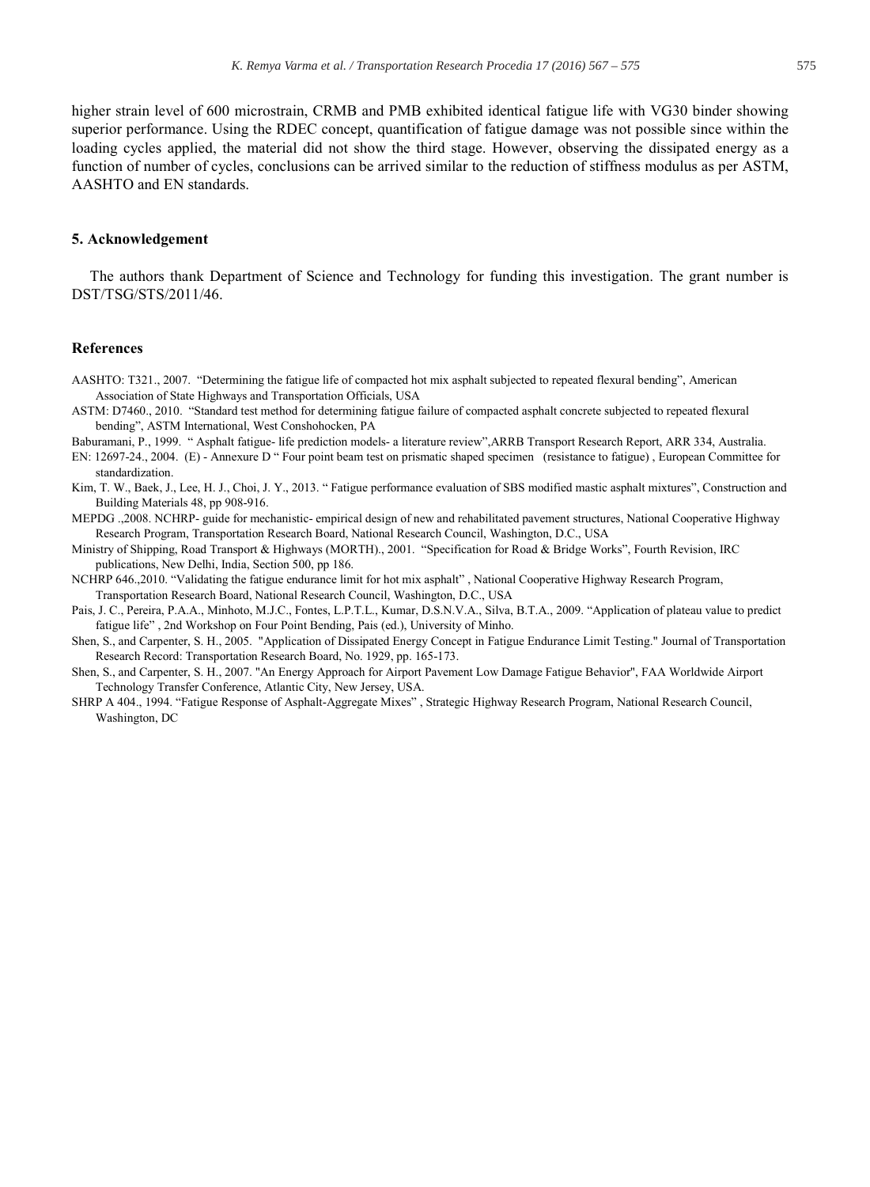higher strain level of 600 microstrain, CRMB and PMB exhibited identical fatigue life with VG30 binder showing superior performance. Using the RDEC concept, quantification of fatigue damage was not possible since within the loading cycles applied, the material did not show the third stage. However, observing the dissipated energy as a function of number of cycles, conclusions can be arrived similar to the reduction of stiffness modulus as per ASTM, AASHTO and EN standards.

## 5. Acknowledgement

The authors thank Department of Science and Technology for funding this investigation. The grant number is DST/TSG/STS/2011/46.

## References

AASHTO: T321., 2007. "Determining the fatigue life of compacted hot mix asphalt subjected to repeated flexural bending", American Association of State Highways and Transportation Officials, USA

ASTM: D7460., 2010. "Standard test method for determining fatigue failure of compacted asphalt concrete subjected to repeated flexural bending", ASTM International, West Conshohocken, PA

Baburamani, P., 1999. " Asphalt fatigue- life prediction models- a literature review",ARRB Transport Research Report, ARR 334, Australia.

EN: 12697-24., 2004. (E) - Annexure D " Four point beam test on prismatic shaped specimen (resistance to fatigue) , European Committee for standardization.

Kim, T. W., Baek, J., Lee, H. J., Choi, J. Y., 2013. " Fatigue performance evaluation of SBS modified mastic asphalt mixtures", Construction and Building Materials 48, pp 908-916.

MEPDG .,2008. NCHRP- guide for mechanistic- empirical design of new and rehabilitated pavement structures, National Cooperative Highway Research Program, Transportation Research Board, National Research Council, Washington, D.C., USA

Ministry of Shipping, Road Transport & Highways (MORTH)., 2001. "Specification for Road & Bridge Works", Fourth Revision, IRC publications, New Delhi, India, Section 500, pp 186.

NCHRP 646.,2010. "Validating the fatigue endurance limit for hot mix asphalt" , National Cooperative Highway Research Program, Transportation Research Board, National Research Council, Washington, D.C., USA

Pais, J. C., Pereira, P.A.A., Minhoto, M.J.C., Fontes, L.P.T.L., Kumar, D.S.N.V.A., Silva, B.T.A., 2009. "Application of plateau value to predict fatigue life" , 2nd Workshop on Four Point Bending, Pais (ed.), University of Minho.

Shen, S., and Carpenter, S. H., 2005. "Application of Dissipated Energy Concept in Fatigue Endurance Limit Testing." Journal of Transportation Research Record: Transportation Research Board, No. 1929, pp. 165-173.

Shen, S., and Carpenter, S. H., 2007. "An Energy Approach for Airport Pavement Low Damage Fatigue Behavior", FAA Worldwide Airport Technology Transfer Conference, Atlantic City, New Jersey, USA.

SHRP A 404., 1994. "Fatigue Response of Asphalt-Aggregate Mixes" , Strategic Highway Research Program, National Research Council, Washington, DC